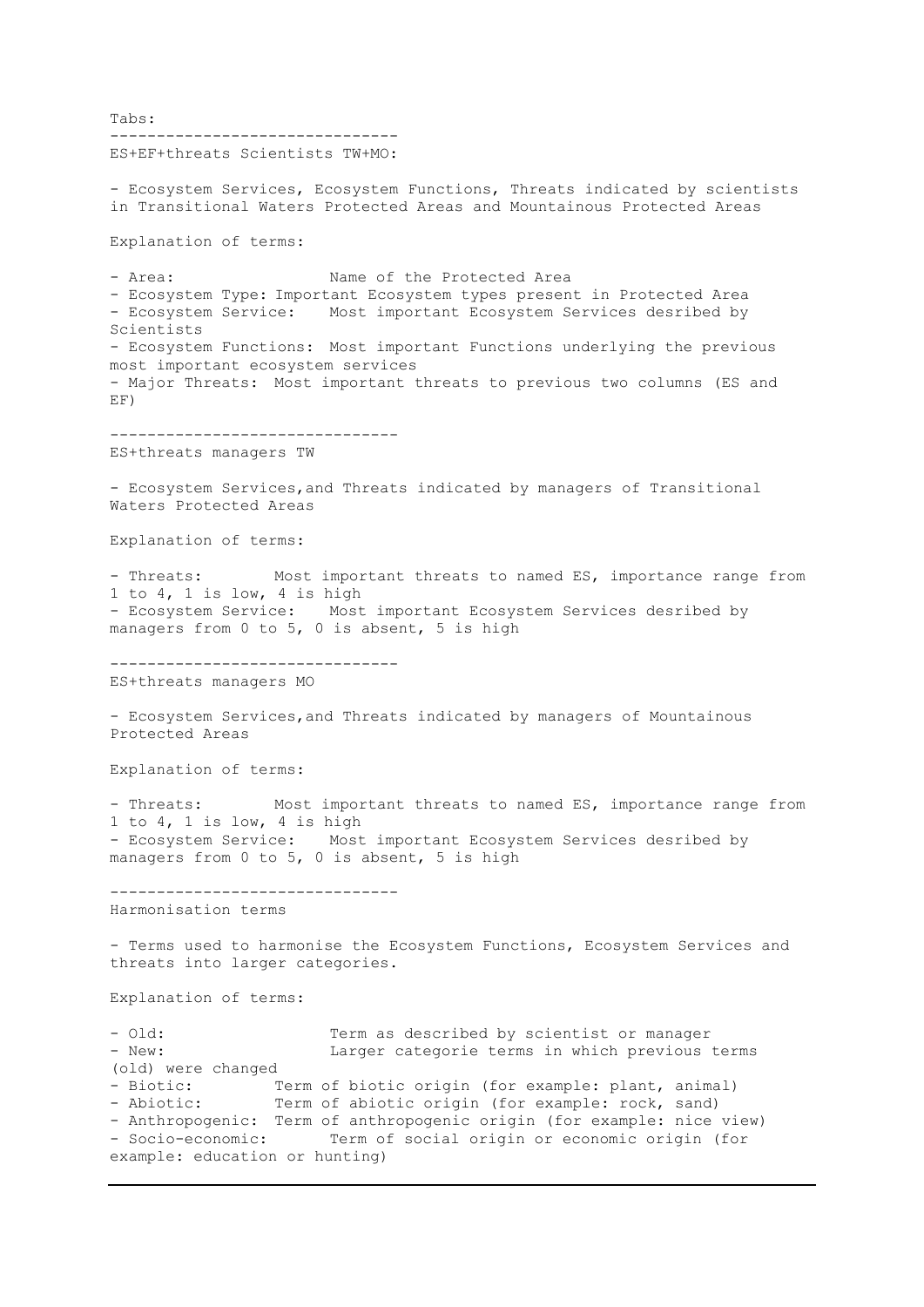Tabs:

-------------------------------

ES+EF+threats Scientists TW+MO:

- Ecosystem Services, Ecosystem Functions, Threats indicated by scientists in Transitional Waters Protected Areas and Mountainous Protected Areas

Explanation of terms:

- Area: Name of the Protected Area
- Ecosystem Type: Important Ecosystem types present in Protected Area
- Ecosystem Service: Most important Ecosystem Services desribed by Scientists
- Ecosystem Functions: Most important Functions underlying the previous most important ecosystem services
- Major Threats: Most important threats to previous two columns (ES and EF)

-------------------------------

ES+threats managers TW

- Ecosystem Services,and Threats indicated by managers of Transitional Waters Protected Areas

Explanation of terms:

- Threats: Most important threats to named ES, importance range from 1 to 4, 1 is low, 4 is high
- Ecosystem Service: Most important Ecosystem Services desribed by managers from 0 to 5, 0 is absent, 5 is high

-------------------------------

ES+threats managers MO

- Ecosystem Services,and Threats indicated by managers of Mountainous Protected Areas

Explanation of terms:

- Threats: Most important threats to named ES, importance range from 1 to 4, 1 is low, 4 is high
- Ecosystem Service: Most important Ecosystem Services desribed by managers from 0 to 5, 0 is absent, 5 is high

-------------------------------

Harmonisation terms

- Terms used to harmonise the Ecosystem Functions, Ecosystem Services and threats into larger categories.

Explanation of terms:

- Old: Term as described by scientist or manager
- New: Larger categorie terms in which previous terms (old) were changed
- Biotic: Term of biotic origin (for example: plant, animal)
- Abiotic: Term of abiotic origin (for example: rock, sand)
- Anthropogenic: Term of anthropogenic origin (for example: nice view)
- Socio-economic: Term of social origin or economic origin (for example: education or hunting)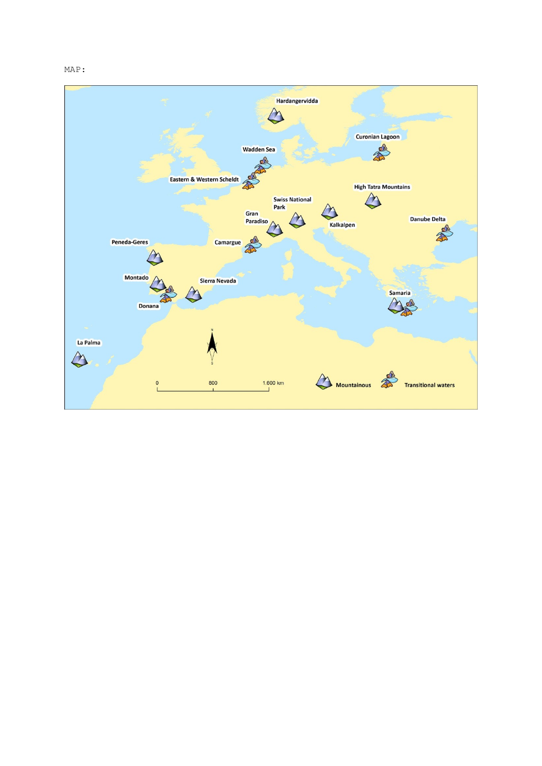MAP:

Hardangervidda

Curonian Lagoon

Wadden Sea

Eastern & Western Scheldt

High Tatra Mountains

Swiss National Park

Gran Paradiso

Kalkalpen

Danube Delta

Peneda-Geres

Camargue

Montado

Sierra Nevada

Donana

Samaria

La Palma

0 800 1.600 km

Mountainous

Transitional waters